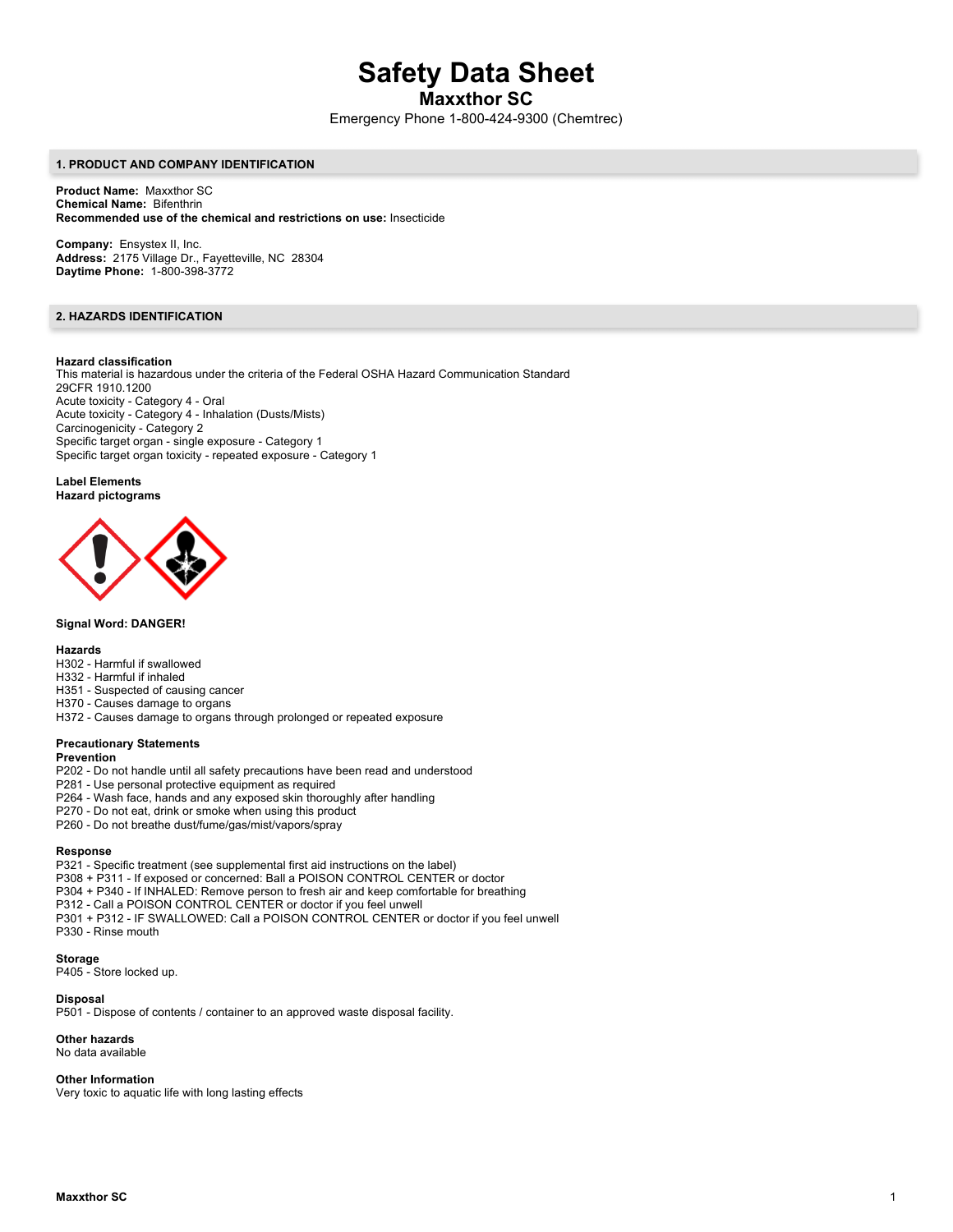# Safety Data Sheet

## Maxxthor SC

Emergency Phone 1-800-424-9300 (Chemtrec)

### 1. PRODUCT AND COMPANY IDENTIFICATION

**Product Name:** Maxxthor SC
**Chemical Name:** Bifenthrin
**Recommended use of the chemical and restrictions on use:** Insecticide

**Company:** Ensystex II, Inc.
**Address:** 2175 Village Dr., Fayetteville, NC 28304
**Daytime Phone:** 1-800-398-3772

### 2. HAZARDS IDENTIFICATION

**Hazard classification**
This material is hazardous under the criteria of the Federal OSHA Hazard Communication Standard 29CFR 1910.1200
Acute toxicity - Category 4 - Oral
Acute toxicity - Category 4 - Inhalation (Dusts/Mists)
Carcinogenicity - Category 2
Specific target organ - single exposure - Category 1
Specific target organ toxicity - repeated exposure - Category 1

**Label Elements**
**Hazard pictograms**

**Signal Word: DANGER!**

**Hazards**
H302 - Harmful if swallowed
H332 - Harmful if inhaled
H351 - Suspected of causing cancer
H370 - Causes damage to organs
H372 - Causes damage to organs through prolonged or repeated exposure

**Precautionary Statements**
**Prevention**
P202 - Do not handle until all safety precautions have been read and understood
P281 - Use personal protective equipment as required
P264 - Wash face, hands and any exposed skin thoroughly after handling
P270 - Do not eat, drink or smoke when using this product
P260 - Do not breathe dust/fume/gas/mist/vapors/spray

**Response**
P321 - Specific treatment (see supplemental first aid instructions on the label)
P308 + P311 - If exposed or concerned: Ball a POISON CONTROL CENTER or doctor
P304 + P340 - If INHALED: Remove person to fresh air and keep comfortable for breathing
P312 - Call a POISON CONTROL CENTER or doctor if you feel unwell
P301 + P312 - IF SWALLOWED: Call a POISON CONTROL CENTER or doctor if you feel unwell
P330 - Rinse mouth

**Storage**
P405 - Store locked up.

**Disposal**
P501 - Dispose of contents / container to an approved waste disposal facility.

**Other hazards**
No data available

**Other Information**
Very toxic to aquatic life with long lasting effects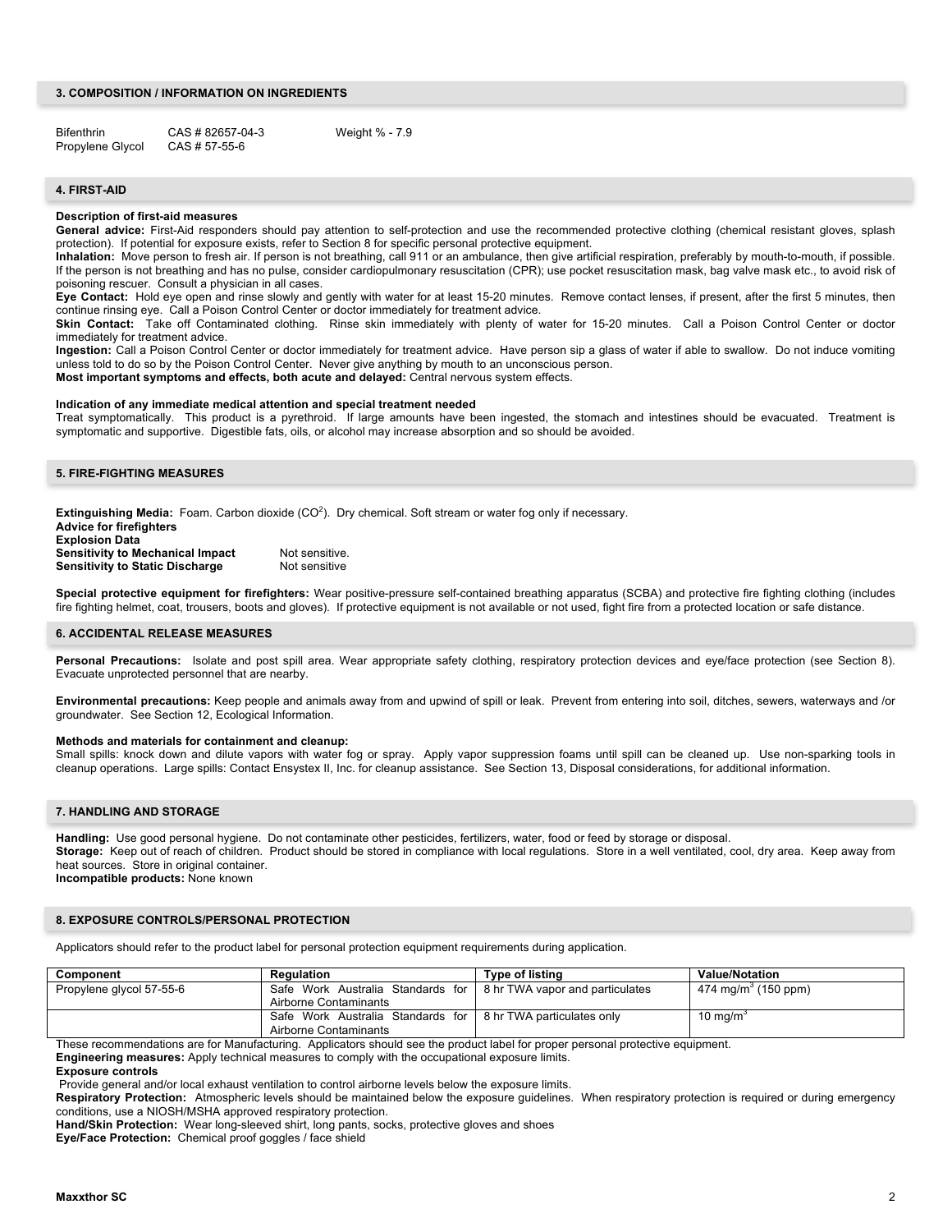## 3. COMPOSITION / INFORMATION ON INGREDIENTS

| | | |
|---|---|---|
| Bifenthrin | CAS # 82657-04-3 | Weight % - 7.9 |
| Propylene Glycol | CAS # 57-55-6 | |

## 4. FIRST-AID

**Description of first-aid measures**

**General advice:** First-Aid responders should pay attention to self-protection and use the recommended protective clothing (chemical resistant gloves, splash protection). If potential for exposure exists, refer to Section 8 for specific personal protective equipment.

**Inhalation:** Move person to fresh air. If person is not breathing, call 911 or an ambulance, then give artificial respiration, preferably by mouth-to-mouth, if possible. If the person is not breathing and has no pulse, consider cardiopulmonary resuscitation (CPR); use pocket resuscitation mask, bag valve mask etc., to avoid risk of poisoning rescuer. Consult a physician in all cases.

**Eye Contact:** Hold eye open and rinse slowly and gently with water for at least 15-20 minutes. Remove contact lenses, if present, after the first 5 minutes, then continue rinsing eye. Call a Poison Control Center or doctor immediately for treatment advice.

**Skin Contact:** Take off Contaminated clothing. Rinse skin immediately with plenty of water for 15-20 minutes. Call a Poison Control Center or doctor immediately for treatment advice.

**Ingestion:** Call a Poison Control Center or doctor immediately for treatment advice. Have person sip a glass of water if able to swallow. Do not induce vomiting unless told to do so by the Poison Control Center. Never give anything by mouth to an unconscious person.

**Most important symptoms and effects, both acute and delayed:** Central nervous system effects.

**Indication of any immediate medical attention and special treatment needed**

Treat symptomatically. This product is a pyrethroid. If large amounts have been ingested, the stomach and intestines should be evacuated. Treatment is symptomatic and supportive. Digestible fats, oils, or alcohol may increase absorption and so should be avoided.

## 5. FIRE-FIGHTING MEASURES

**Extinguishing Media:** Foam. Carbon dioxide ($CO^2$). Dry chemical. Soft stream or water fog only if necessary.

**Advice for firefighters**

**Explosion Data**

**Sensitivity to Mechanical Impact** Not sensitive.

**Sensitivity to Static Discharge** Not sensitive

**Special protective equipment for firefighters:** Wear positive-pressure self-contained breathing apparatus (SCBA) and protective fire fighting clothing (includes fire fighting helmet, coat, trousers, boots and gloves). If protective equipment is not available or not used, fight fire from a protected location or safe distance.

## 6. ACCIDENTAL RELEASE MEASURES

**Personal Precautions:** Isolate and post spill area. Wear appropriate safety clothing, respiratory protection devices and eye/face protection (see Section 8). Evacuate unprotected personnel that are nearby.

**Environmental precautions:** Keep people and animals away from and upwind of spill or leak. Prevent from entering into soil, ditches, sewers, waterways and /or groundwater. See Section 12, Ecological Information.

**Methods and materials for containment and cleanup:**

Small spills: knock down and dilute vapors with water fog or spray. Apply vapor suppression foams until spill can be cleaned up. Use non-sparking tools in cleanup operations. Large spills: Contact Ensystex II, Inc. for cleanup assistance. See Section 13, Disposal considerations, for additional information.

## 7. HANDLING AND STORAGE

**Handling:** Use good personal hygiene. Do not contaminate other pesticides, fertilizers, water, food or feed by storage or disposal.

**Storage:** Keep out of reach of children. Product should be stored in compliance with local regulations. Store in a well ventilated, cool, dry area. Keep away from heat sources. Store in original container.

**Incompatible products:** None known

## 8. EXPOSURE CONTROLS/PERSONAL PROTECTION

Applicators should refer to the product label for personal protection equipment requirements during application.

| Component | Regulation | Type of listing | Value/Notation |
|---|---|---|---|
| Propylene glycol 57-55-6 | Safe Work Australia Standards for Airborne Contaminants | 8 hr TWA vapor and particulates | 474 $mg/m^3$ (150 ppm) |
| | Safe Work Australia Standards for Airborne Contaminants | 8 hr TWA particulates only | 10 $mg/m^3$ |

These recommendations are for Manufacturing. Applicators should see the product label for proper personal protective equipment.

**Engineering measures:** Apply technical measures to comply with the occupational exposure limits.

**Exposure controls**

Provide general and/or local exhaust ventilation to control airborne levels below the exposure limits.

**Respiratory Protection:** Atmospheric levels should be maintained below the exposure guidelines. When respiratory protection is required or during emergency conditions, use a NIOSH/MSHA approved respiratory protection.

**Hand/Skin Protection:** Wear long-sleeved shirt, long pants, socks, protective gloves and shoes

**Eye/Face Protection:** Chemical proof goggles / face shield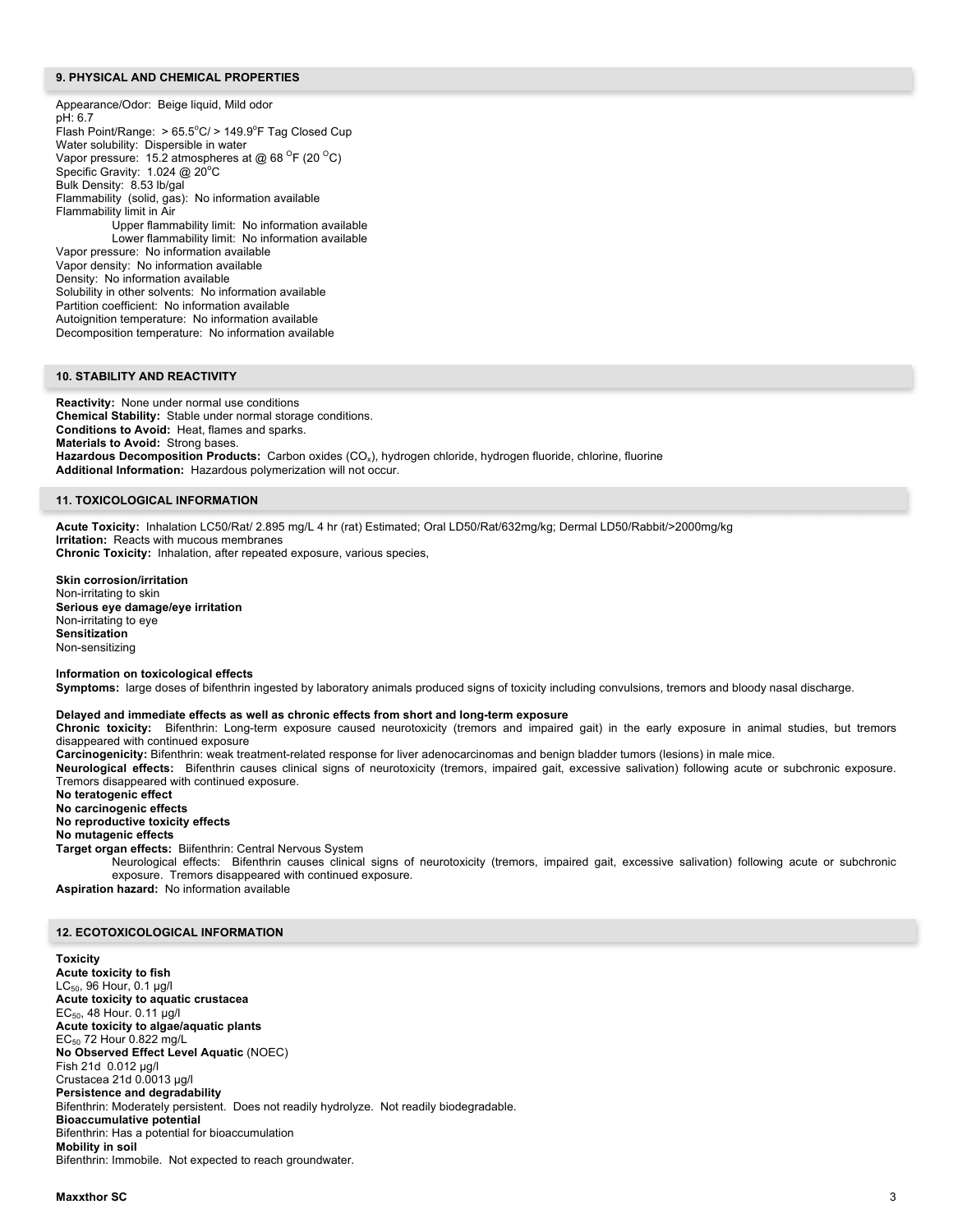## 9. PHYSICAL AND CHEMICAL PROPERTIES

Appearance/Odor: Beige liquid, Mild odor
pH: 6.7
Flash Point/Range: > 65.5°C/ > 149.9°F Tag Closed Cup
Water solubility: Dispersible in water
Vapor pressure: 15.2 atmospheres at @ 68 °F (20 °C)
Specific Gravity: 1.024 @ 20°C
Bulk Density: 8.53 lb/gal
Flammability (solid, gas): No information available
Flammability limit in Air
  Upper flammability limit: No information available
  Lower flammability limit: No information available
Vapor pressure: No information available
Vapor density: No information available
Density: No information available
Solubility in other solvents: No information available
Partition coefficient: No information available
Autoignition temperature: No information available
Decomposition temperature: No information available

## 10. STABILITY AND REACTIVITY

**Reactivity:** None under normal use conditions
**Chemical Stability:** Stable under normal storage conditions.
**Conditions to Avoid:** Heat, flames and sparks.
**Materials to Avoid:** Strong bases.
**Hazardous Decomposition Products:** Carbon oxides ($CO_x$), hydrogen chloride, hydrogen fluoride, chlorine, fluorine
**Additional Information:** Hazardous polymerization will not occur.

## 11. TOXICOLOGICAL INFORMATION

**Acute Toxicity:** Inhalation LC50/Rat/ 2.895 mg/L 4 hr (rat) Estimated; Oral LD50/Rat/632mg/kg; Dermal LD50/Rabbit/>2000mg/kg
**Irritation:** Reacts with mucous membranes
**Chronic Toxicity:** Inhalation, after repeated exposure, various species,

**Skin corrosion/irritation**
Non-irritating to skin
**Serious eye damage/eye irritation**
Non-irritating to eye
**Sensitization**
Non-sensitizing

**Information on toxicological effects**
**Symptoms:** large doses of bifenthrin ingested by laboratory animals produced signs of toxicity including convulsions, tremors and bloody nasal discharge.

**Delayed and immediate effects as well as chronic effects from short and long-term exposure**
**Chronic toxicity:** Bifenthrin: Long-term exposure caused neurotoxicity (tremors and impaired gait) in the early exposure in animal studies, but tremors disappeared with continued exposure
**Carcinogenicity:** Bifenthrin: weak treatment-related response for liver adenocarcinomas and benign bladder tumors (lesions) in male mice.
**Neurological effects:** Bifenthrin causes clinical signs of neurotoxicity (tremors, impaired gait, excessive salivation) following acute or subchronic exposure. Tremors disappeared with continued exposure.
**No teratogenic effect**
**No carcinogenic effects**
**No reproductive toxicity effects**
**No mutagenic effects**
**Target organ effects:** Biifenthrin: Central Nervous System
  Neurological effects: Bifenthrin causes clinical signs of neurotoxicity (tremors, impaired gait, excessive salivation) following acute or subchronic exposure. Tremors disappeared with continued exposure.
**Aspiration hazard:** No information available

## 12. ECOTOXICOLOGICAL INFORMATION

**Toxicity**
**Acute toxicity to fish**
$LC_{50}$, 96 Hour, 0.1 µg/l
**Acute toxicity to aquatic crustacea**
$EC_{50}$, 48 Hour. 0.11 µg/l
**Acute toxicity to algae/aquatic plants**
$EC_{50}$ 72 Hour 0.822 mg/L
**No Observed Effect Level Aquatic** (NOEC)
Fish 21d 0.012 µg/l
Crustacea 21d 0.0013 µg/l
**Persistence and degradability**
Bifenthrin: Moderately persistent. Does not readily hydrolyze. Not readily biodegradable.
**Bioaccumulative potential**
Bifenthrin: Has a potential for bioaccumulation
**Mobility in soil**
Bifenthrin: Immobile. Not expected to reach groundwater.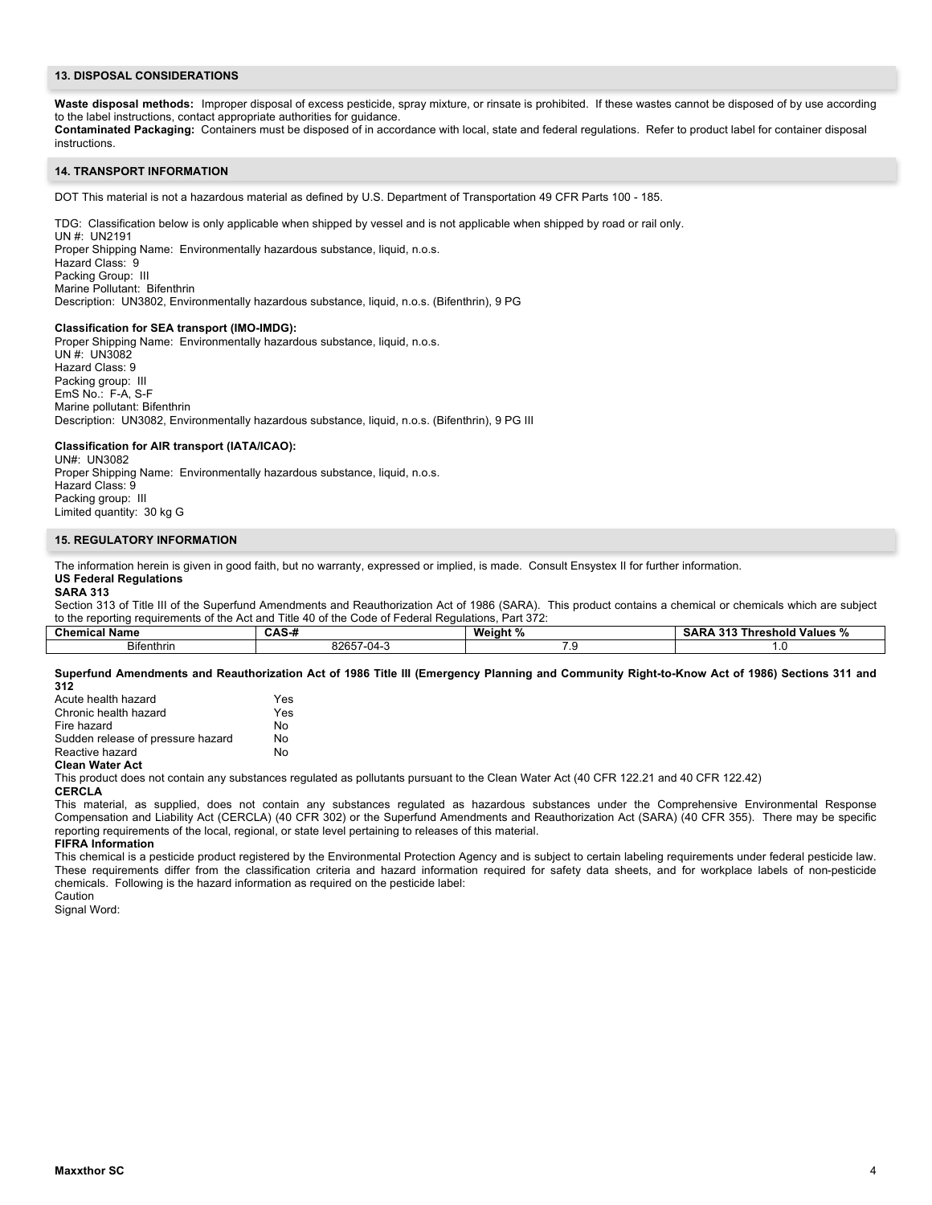## 13. DISPOSAL CONSIDERATIONS

**Waste disposal methods:** Improper disposal of excess pesticide, spray mixture, or rinsate is prohibited. If these wastes cannot be disposed of by use according to the label instructions, contact appropriate authorities for guidance.
**Contaminated Packaging:** Containers must be disposed of in accordance with local, state and federal regulations. Refer to product label for container disposal instructions.

## 14. TRANSPORT INFORMATION

DOT This material is not a hazardous material as defined by U.S. Department of Transportation 49 CFR Parts 100 - 185.

TDG: Classification below is only applicable when shipped by vessel and is not applicable when shipped by road or rail only.
UN #: UN2191
Proper Shipping Name: Environmentally hazardous substance, liquid, n.o.s.
Hazard Class: 9
Packing Group: III
Marine Pollutant: Bifenthrin
Description: UN3802, Environmentally hazardous substance, liquid, n.o.s. (Bifenthrin), 9 PG

**Classification for SEA transport (IMO-IMDG):**
Proper Shipping Name: Environmentally hazardous substance, liquid, n.o.s.
UN #: UN3082
Hazard Class: 9
Packing group: III
EmS No.: F-A, S-F
Marine pollutant: Bifenthrin
Description: UN3082, Environmentally hazardous substance, liquid, n.o.s. (Bifenthrin), 9 PG III

**Classification for AIR transport (IATA/ICAO):**
UN#: UN3082
Proper Shipping Name: Environmentally hazardous substance, liquid, n.o.s.
Hazard Class: 9
Packing group: III
Limited quantity: 30 kg G

## 15. REGULATORY INFORMATION

The information herein is given in good faith, but no warranty, expressed or implied, is made. Consult Ensystex II for further information.

**US Federal Regulations**

**SARA 313**

Section 313 of Title III of the Superfund Amendments and Reauthorization Act of 1986 (SARA). This product contains a chemical or chemicals which are subject to the reporting requirements of the Act and Title 40 of the Code of Federal Regulations, Part 372:

| Chemical Name | CAS-# | Weight % | SARA 313 Threshold Values % |
|---|---|---|---|
| Bifenthrin | 82657-04-3 | 7.9 | 1.0 |

**Superfund Amendments and Reauthorization Act of 1986 Title III (Emergency Planning and Community Right-to-Know Act of 1986) Sections 311 and 312**

| | |
|---|---|
| Acute health hazard | Yes |
| Chronic health hazard | Yes |
| Fire hazard | No |
| Sudden release of pressure hazard | No |
| Reactive hazard | No |

**Clean Water Act**

This product does not contain any substances regulated as pollutants pursuant to the Clean Water Act (40 CFR 122.21 and 40 CFR 122.42)

**CERCLA**

This material, as supplied, does not contain any substances regulated as hazardous substances under the Comprehensive Environmental Response Compensation and Liability Act (CERCLA) (40 CFR 302) or the Superfund Amendments and Reauthorization Act (SARA) (40 CFR 355). There may be specific reporting requirements of the local, regional, or state level pertaining to releases of this material.

**FIFRA Information**

This chemical is a pesticide product registered by the Environmental Protection Agency and is subject to certain labeling requirements under federal pesticide law. These requirements differ from the classification criteria and hazard information required for safety data sheets, and for workplace labels of non-pesticide chemicals. Following is the hazard information as required on the pesticide label:
Caution
Signal Word: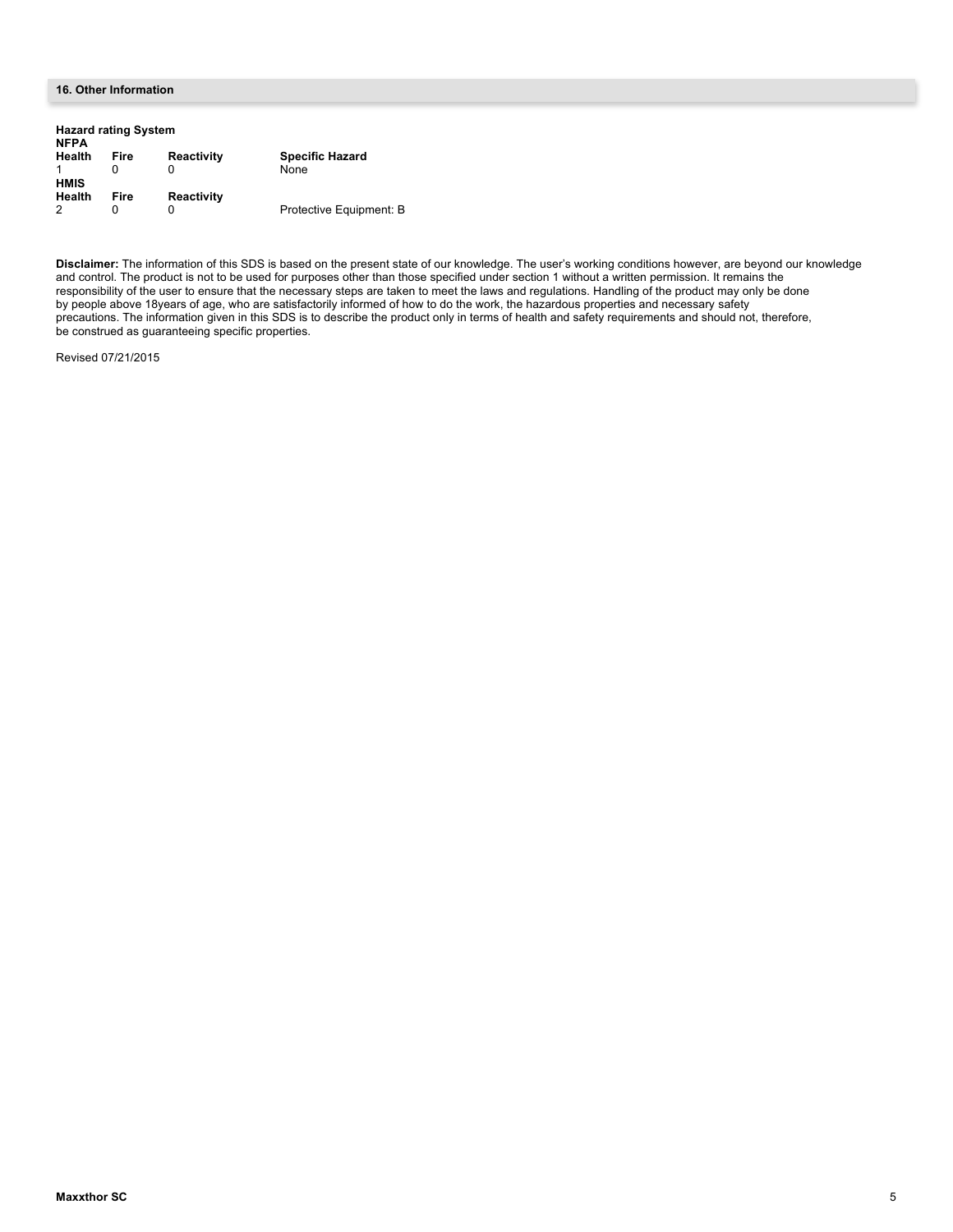## 16. Other Information

**Hazard rating System**

**NFPA**

| Health | Fire | Reactivity | Specific Hazard |
| --- | --- | --- | --- |
| 1 | 0 | 0 | None |

**HMIS**

| Health | Fire | Reactivity | |
| --- | --- | --- | --- |
| 2 | 0 | 0 | Protective Equipment: B |

**Disclaimer:** The information of this SDS is based on the present state of our knowledge. The user's working conditions however, are beyond our knowledge and control. The product is not to be used for purposes other than those specified under section 1 without a written permission. It remains the responsibility of the user to ensure that the necessary steps are taken to meet the laws and regulations. Handling of the product may only be done by people above 18years of age, who are satisfactorily informed of how to do the work, the hazardous properties and necessary safety precautions. The information given in this SDS is to describe the product only in terms of health and safety requirements and should not, therefore, be construed as guaranteeing specific properties.

Revised 07/21/2015